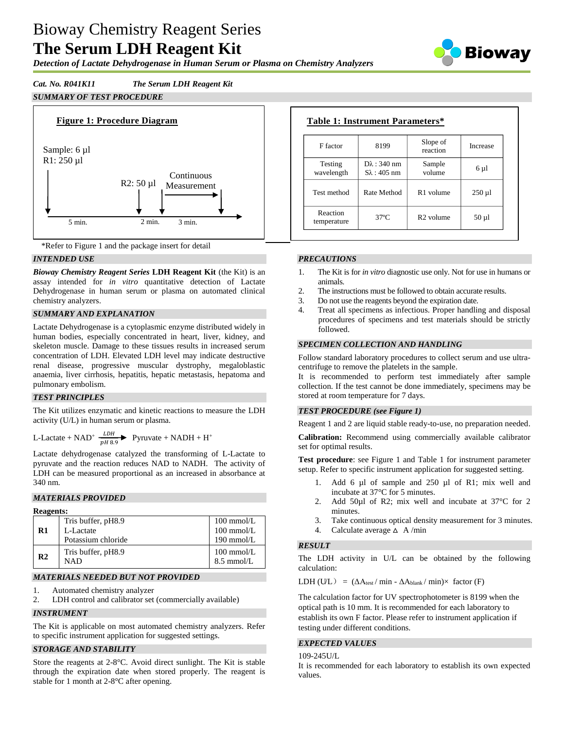# Bioway Chemistry Reagent Series
# The Serum LDH Reagent Kit

***Detection of Lactate Dehydrogenase in Human Serum or Plasma on Chemistry Analyzers***

***Cat. No. R041K11*** ***The Serum LDH Reagent Kit***

## *SUMMARY OF TEST PROCEDURE*

**Figure 1: Procedure Diagram**

Sample: 6 µl
R1: 250 µl

R2: 50 µl

Continuous Measurement

5 min. 2 min. 3 min.

*Refer to Figure 1 and the package insert for detail

**Table 1: Instrument Parameters***

| F factor | 8199 | Slope of reaction | Increase |
|---|---|---|---|
| Testing wavelength | Dλ : 340 nm<br>Sλ : 405 nm | Sample volume | 6 µl |
| Test method | Rate Method | R1 volume | 250 µl |
| Reaction temperature | 37ºC | R2 volume | 50 µl |

## *INTENDED USE*

***Bioway Chemistry Reagent Series*** **LDH Reagent Kit** (the Kit) is an assay intended for *in vitro* quantitative detection of Lactate Dehydrogenase in human serum or plasma on automated clinical chemistry analyzers.

## *SUMMARY AND EXPLANATION*

Lactate Dehydrogenase is a cytoplasmic enzyme distributed widely in human bodies, especially concentrated in heart, liver, kidney, and skeleton muscle. Damage to these tissues results in increased serum concentration of LDH. Elevated LDH level may indicate destructive renal disease, progressive muscular dystrophy, megaloblastic anaemia, liver cirrhosis, hepatitis, hepatic metastasis, hepatoma and pulmonary embolism.

## *TEST PRINCIPLES*

The Kit utilizes enzymatic and kinetic reactions to measure the LDH activity (U/L) in human serum or plasma.

$$\text{L-Lactate} + NAD^+ \xrightarrow[pH\,8.9]{LDH} \text{Pyruvate} + NADH + H^+$$

Lactate dehydrogenase catalyzed the transforming of L-Lactate to pyruvate and the reaction reduces NAD to NADH. The activity of LDH can be measured proportional as an increased in absorbance at 340 nm.

## *MATERIALS PROVIDED*

**Reagents:**

| | | |
|---|---|---|
| **R1** | Tris buffer, pH8.9<br>L-Lactate<br>Potassium chloride | 100 mmol/L<br>100 mmol/L<br>190 mmol/L |
| **R2** | Tris buffer, pH8.9<br>NAD | 100 mmol/L<br>8.5 mmol/L |

## *MATERIALS NEEDED BUT NOT PROVIDED*

1. Automated chemistry analyzer
2. LDH control and calibrator set (commercially available)

## *INSTRUMENT*

The Kit is applicable on most automated chemistry analyzers. Refer to specific instrument application for suggested settings.

## *STORAGE AND STABILITY*

Store the reagents at 2-8°C. Avoid direct sunlight. The Kit is stable through the expiration date when stored properly. The reagent is stable for 1 month at 2-8°C after opening.

## *PRECAUTIONS*

1. The Kit is for *in vitro* diagnostic use only. Not for use in humans or animals.
2. The instructions must be followed to obtain accurate results.
3. Do not use the reagents beyond the expiration date.
4. Treat all specimens as infectious. Proper handling and disposal procedures of specimens and test materials should be strictly followed.

## *SPECIMEN COLLECTION AND HANDLING*

Follow standard laboratory procedures to collect serum and use ultra-centrifuge to remove the platelets in the sample.

It is recommended to perform test immediately after sample collection. If the test cannot be done immediately, specimens may be stored at room temperature for 7 days.

## *TEST PROCEDURE (see Figure 1)*

Reagent 1 and 2 are liquid stable ready-to-use, no preparation needed.

**Calibration:** Recommend using commercially available calibrator set for optimal results.

**Test procedure**: see Figure 1 and Table 1 for instrument parameter setup. Refer to specific instrument application for suggested setting.

1. Add 6 µl of sample and 250 µl of R1; mix well and incubate at 37°C for 5 minutes.
2. Add 50µl of R2; mix well and incubate at 37°C for 2 minutes.
3. Take continuous optical density measurement for 3 minutes.
4. Calculate average $\Delta$ A /min

## *RESULT*

The LDH activity in U/L can be obtained by the following calculation:

$$\text{LDH (U/L)} = (\Delta A_{test} / \min - \Delta A_{blank} / \min) \times \text{factor (F)}$$

The calculation factor for UV spectrophotometer is 8199 when the optical path is 10 mm. It is recommended for each laboratory to establish its own F factor. Please refer to instrument application if testing under different conditions.

## *EXPECTED VALUES*

109-245U/L

It is recommended for each laboratory to establish its own expected values.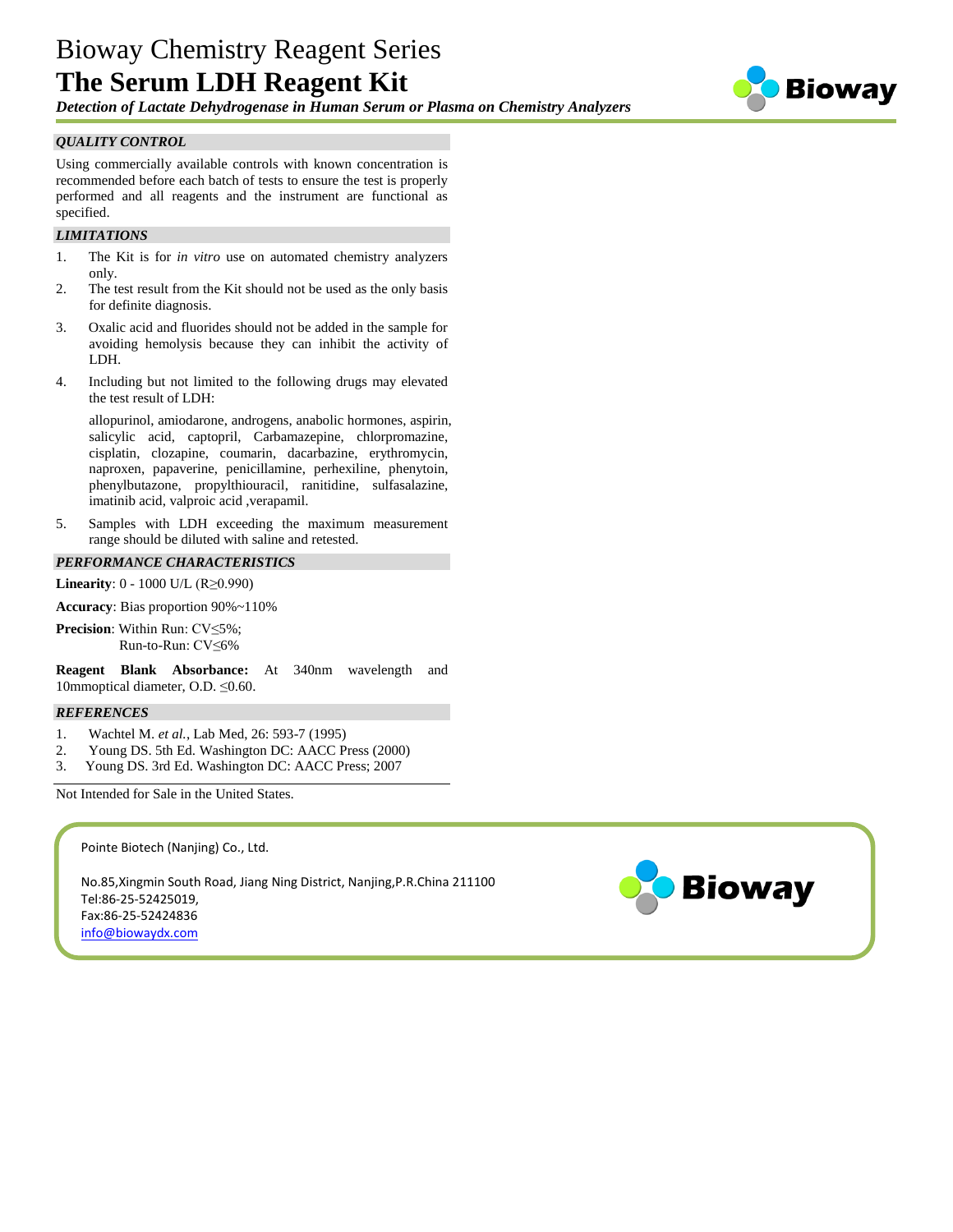# Bioway Chemistry Reagent Series
# The Serum LDH Reagent Kit

***Detection of Lactate Dehydrogenase in Human Serum or Plasma on Chemistry Analyzers***

### *QUALITY CONTROL*

Using commercially available controls with known concentration is recommended before each batch of tests to ensure the test is properly performed and all reagents and the instrument are functional as specified.

### *LIMITATIONS*

1. The Kit is for *in vitro* use on automated chemistry analyzers only.
2. The test result from the Kit should not be used as the only basis for definite diagnosis.
3. Oxalic acid and fluorides should not be added in the sample for avoiding hemolysis because they can inhibit the activity of LDH.
4. Including but not limited to the following drugs may elevated the test result of LDH:

   allopurinol, amiodarone, androgens, anabolic hormones, aspirin, salicylic acid, captopril, Carbamazepine, chlorpromazine, cisplatin, clozapine, coumarin, dacarbazine, erythromycin, naproxen, papaverine, penicillamine, perhexiline, phenytoin, phenylbutazone, propylthiouracil, ranitidine, sulfasalazine, imatinib acid, valproic acid ,verapamil.

5. Samples with LDH exceeding the maximum measurement range should be diluted with saline and retested.

### *PERFORMANCE CHARACTERISTICS*

**Linearity**: 0 - 1000 U/L (R≥0.990)

**Accuracy**: Bias proportion 90%~110%

**Precision**: Within Run: CV≤5%;
Run-to-Run: CV≤6%

**Reagent Blank Absorbance:** At 340nm wavelength and 10mmoptical diameter, O.D. ≤0.60.

### *REFERENCES*

1. Wachtel M. *et al.*, Lab Med, 26: 593-7 (1995)
2. Young DS. 5th Ed. Washington DC: AACC Press (2000)
3. Young DS. 3rd Ed. Washington DC: AACC Press; 2007

Not Intended for Sale in the United States.

Pointe Biotech (Nanjing) Co., Ltd.

No.85,Xingmin South Road, Jiang Ning District, Nanjing,P.R.China 211100
Tel:86-25-52425019,
Fax:86-25-52424836
info@biowaydx.com

Bioway